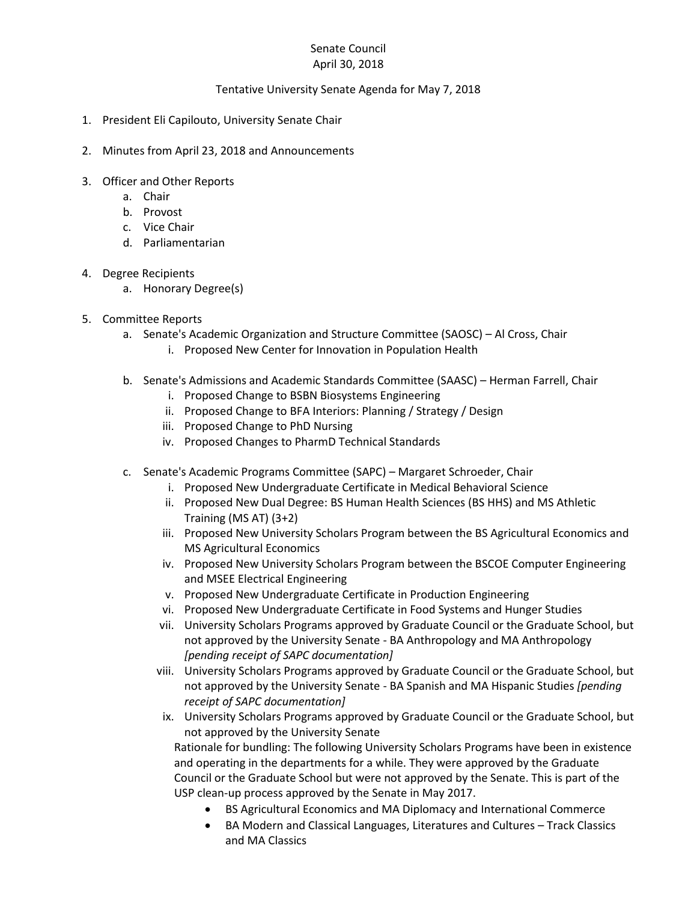Senate Council
April 30, 2018

Tentative University Senate Agenda for May 7, 2018

1. President Eli Capilouto, University Senate Chair

2. Minutes from April 23, 2018 and Announcements

3. Officer and Other Reports
   a. Chair
   b. Provost
   c. Vice Chair
   d. Parliamentarian

4. Degree Recipients
   a. Honorary Degree(s)

5. Committee Reports
   a. Senate's Academic Organization and Structure Committee (SAOSC) – Al Cross, Chair
      i. Proposed New Center for Innovation in Population Health

   b. Senate's Admissions and Academic Standards Committee (SAASC) – Herman Farrell, Chair
      i. Proposed Change to BSBN Biosystems Engineering
      ii. Proposed Change to BFA Interiors: Planning / Strategy / Design
      iii. Proposed Change to PhD Nursing
      iv. Proposed Changes to PharmD Technical Standards

   c. Senate's Academic Programs Committee (SAPC) – Margaret Schroeder, Chair
      i. Proposed New Undergraduate Certificate in Medical Behavioral Science
      ii. Proposed New Dual Degree: BS Human Health Sciences (BS HHS) and MS Athletic Training (MS AT) (3+2)
      iii. Proposed New University Scholars Program between the BS Agricultural Economics and MS Agricultural Economics
      iv. Proposed New University Scholars Program between the BSCOE Computer Engineering and MSEE Electrical Engineering
      v. Proposed New Undergraduate Certificate in Production Engineering
      vi. Proposed New Undergraduate Certificate in Food Systems and Hunger Studies
      vii. University Scholars Programs approved by Graduate Council or the Graduate School, but not approved by the University Senate - BA Anthropology and MA Anthropology *[pending receipt of SAPC documentation]*
      viii. University Scholars Programs approved by Graduate Council or the Graduate School, but not approved by the University Senate - BA Spanish and MA Hispanic Studies *[pending receipt of SAPC documentation]*
      ix. University Scholars Programs approved by Graduate Council or the Graduate School, but not approved by the University Senate

         Rationale for bundling: The following University Scholars Programs have been in existence and operating in the departments for a while. They were approved by the Graduate Council or the Graduate School but were not approved by the Senate. This is part of the USP clean-up process approved by the Senate in May 2017.

         - BS Agricultural Economics and MA Diplomacy and International Commerce
         - BA Modern and Classical Languages, Literatures and Cultures – Track Classics and MA Classics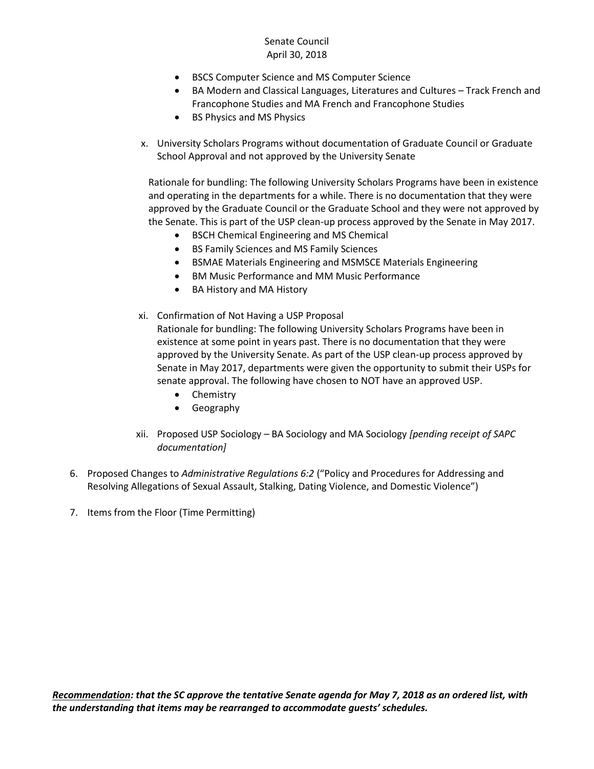- BSCS Computer Science and MS Computer Science
- BA Modern and Classical Languages, Literatures and Cultures – Track French and Francophone Studies and MA French and Francophone Studies
- BS Physics and MS Physics

x. University Scholars Programs without documentation of Graduate Council or Graduate School Approval and not approved by the University Senate

Rationale for bundling: The following University Scholars Programs have been in existence and operating in the departments for a while. There is no documentation that they were approved by the Graduate Council or the Graduate School and they were not approved by the Senate. This is part of the USP clean-up process approved by the Senate in May 2017.

- BSCH Chemical Engineering and MS Chemical
- BS Family Sciences and MS Family Sciences
- BSMAE Materials Engineering and MSMSCE Materials Engineering
- BM Music Performance and MM Music Performance
- BA History and MA History

xi. Confirmation of Not Having a USP Proposal

Rationale for bundling: The following University Scholars Programs have been in existence at some point in years past. There is no documentation that they were approved by the University Senate. As part of the USP clean-up process approved by Senate in May 2017, departments were given the opportunity to submit their USPs for senate approval. The following have chosen to NOT have an approved USP.

- Chemistry
- Geography

xii. Proposed USP Sociology – BA Sociology and MA Sociology *[pending receipt of SAPC documentation]*

6. Proposed Changes to *Administrative Regulations 6:2* ("Policy and Procedures for Addressing and Resolving Allegations of Sexual Assault, Stalking, Dating Violence, and Domestic Violence")

7. Items from the Floor (Time Permitting)

***Recommendation**: that the SC approve the tentative Senate agenda for May 7, 2018 as an ordered list, with the understanding that items may be rearranged to accommodate guests' schedules.*